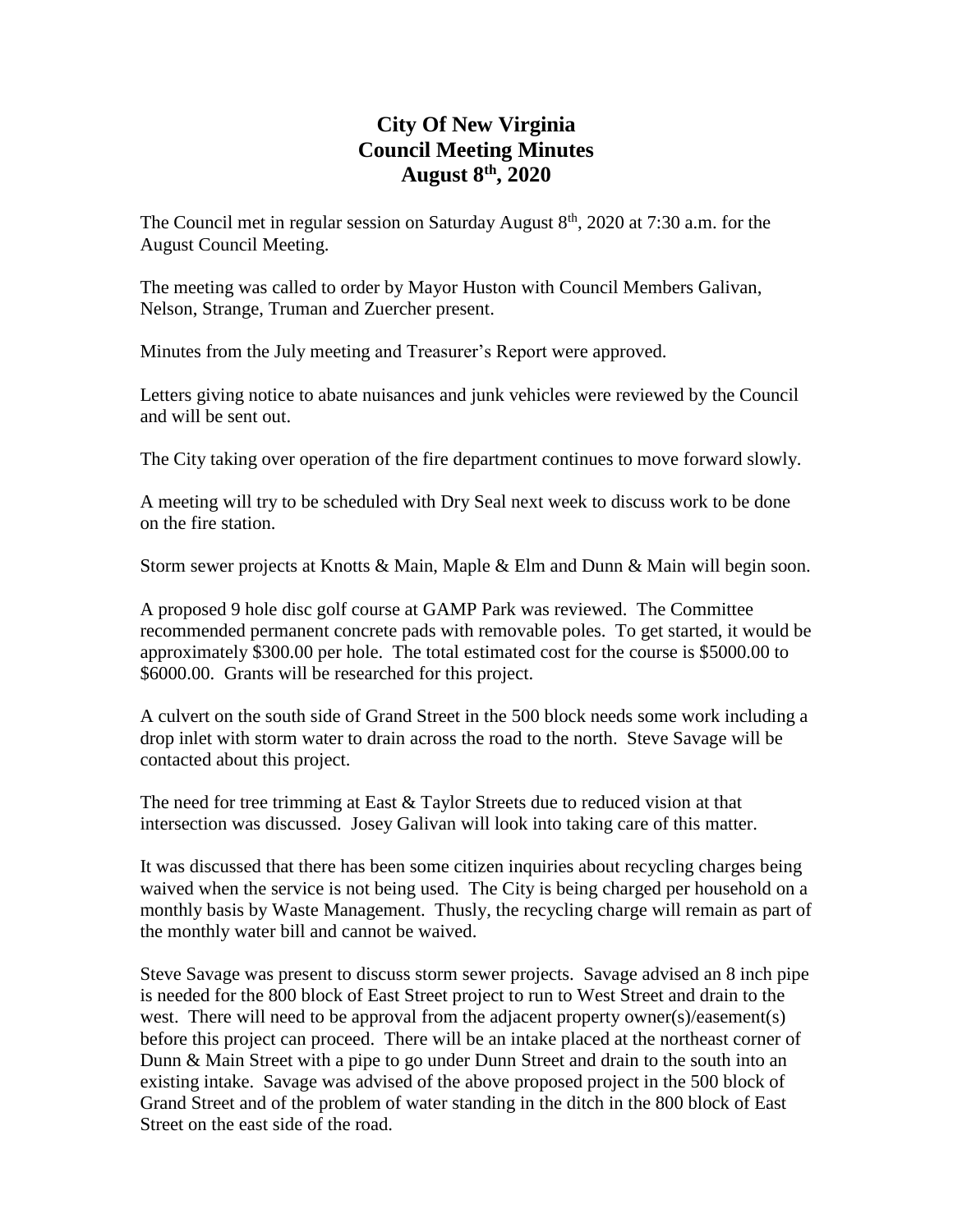# City Of New Virginia
# Council Meeting Minutes
# August 8th, 2020

The Council met in regular session on Saturday August 8th, 2020 at 7:30 a.m. for the August Council Meeting.

The meeting was called to order by Mayor Huston with Council Members Galivan, Nelson, Strange, Truman and Zuercher present.

Minutes from the July meeting and Treasurer's Report were approved.

Letters giving notice to abate nuisances and junk vehicles were reviewed by the Council and will be sent out.

The City taking over operation of the fire department continues to move forward slowly.

A meeting will try to be scheduled with Dry Seal next week to discuss work to be done on the fire station.

Storm sewer projects at Knotts & Main, Maple & Elm and Dunn & Main will begin soon.

A proposed 9 hole disc golf course at GAMP Park was reviewed. The Committee recommended permanent concrete pads with removable poles. To get started, it would be approximately $300.00 per hole. The total estimated cost for the course is $5000.00 to $6000.00. Grants will be researched for this project.

A culvert on the south side of Grand Street in the 500 block needs some work including a drop inlet with storm water to drain across the road to the north. Steve Savage will be contacted about this project.

The need for tree trimming at East & Taylor Streets due to reduced vision at that intersection was discussed. Josey Galivan will look into taking care of this matter.

It was discussed that there has been some citizen inquiries about recycling charges being waived when the service is not being used. The City is being charged per household on a monthly basis by Waste Management. Thusly, the recycling charge will remain as part of the monthly water bill and cannot be waived.

Steve Savage was present to discuss storm sewer projects. Savage advised an 8 inch pipe is needed for the 800 block of East Street project to run to West Street and drain to the west. There will need to be approval from the adjacent property owner(s)/easement(s) before this project can proceed. There will be an intake placed at the northeast corner of Dunn & Main Street with a pipe to go under Dunn Street and drain to the south into an existing intake. Savage was advised of the above proposed project in the 500 block of Grand Street and of the problem of water standing in the ditch in the 800 block of East Street on the east side of the road.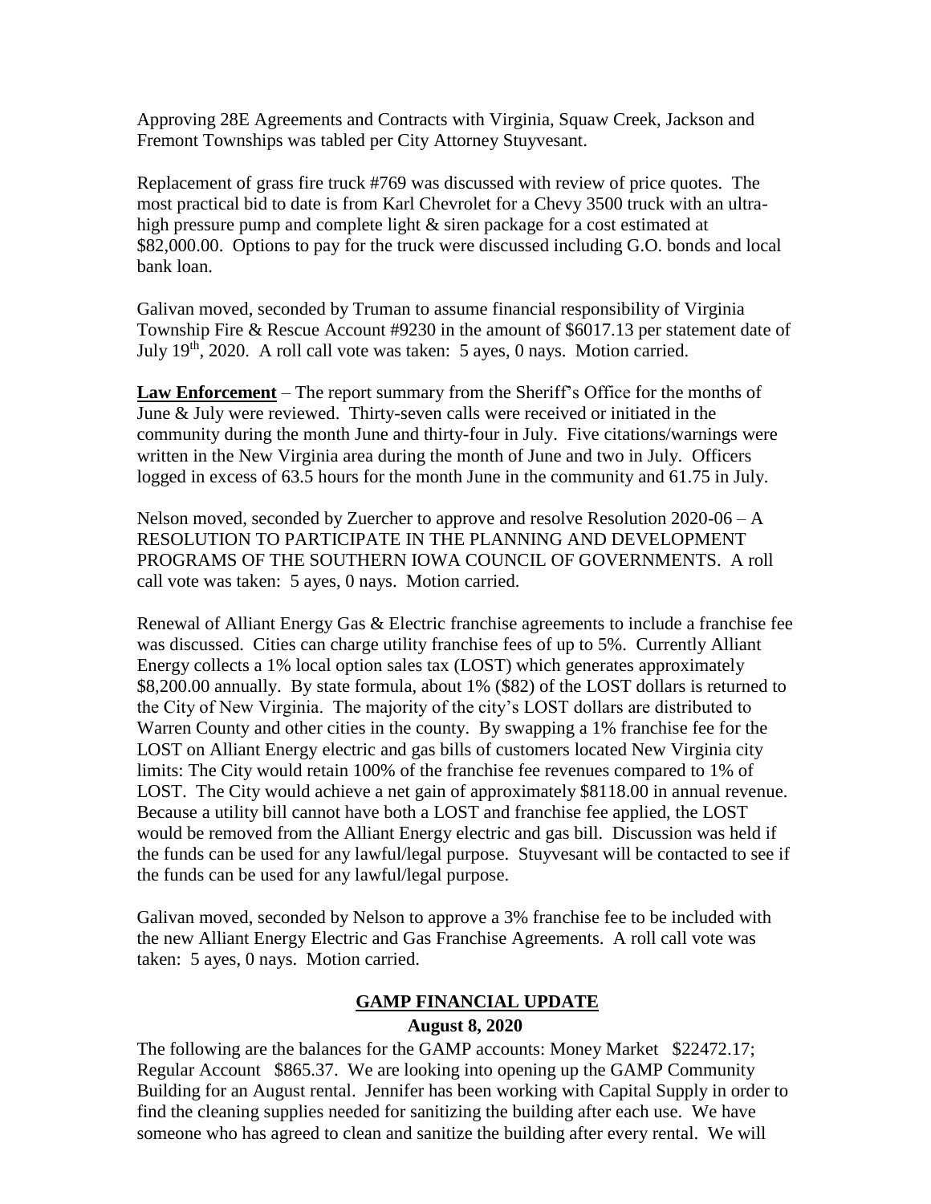Approving 28E Agreements and Contracts with Virginia, Squaw Creek, Jackson and Fremont Townships was tabled per City Attorney Stuyvesant.

Replacement of grass fire truck #769 was discussed with review of price quotes. The most practical bid to date is from Karl Chevrolet for a Chevy 3500 truck with an ultra-high pressure pump and complete light & siren package for a cost estimated at \$82,000.00. Options to pay for the truck were discussed including G.O. bonds and local bank loan.

Galivan moved, seconded by Truman to assume financial responsibility of Virginia Township Fire & Rescue Account #9230 in the amount of \$6017.13 per statement date of July 19th, 2020. A roll call vote was taken: 5 ayes, 0 nays. Motion carried.

**Law Enforcement** – The report summary from the Sheriff's Office for the months of June & July were reviewed. Thirty-seven calls were received or initiated in the community during the month June and thirty-four in July. Five citations/warnings were written in the New Virginia area during the month of June and two in July. Officers logged in excess of 63.5 hours for the month June in the community and 61.75 in July.

Nelson moved, seconded by Zuercher to approve and resolve Resolution 2020-06 – A RESOLUTION TO PARTICIPATE IN THE PLANNING AND DEVELOPMENT PROGRAMS OF THE SOUTHERN IOWA COUNCIL OF GOVERNMENTS. A roll call vote was taken: 5 ayes, 0 nays. Motion carried.

Renewal of Alliant Energy Gas & Electric franchise agreements to include a franchise fee was discussed. Cities can charge utility franchise fees of up to 5%. Currently Alliant Energy collects a 1% local option sales tax (LOST) which generates approximately \$8,200.00 annually. By state formula, about 1% (\$82) of the LOST dollars is returned to the City of New Virginia. The majority of the city's LOST dollars are distributed to Warren County and other cities in the county. By swapping a 1% franchise fee for the LOST on Alliant Energy electric and gas bills of customers located New Virginia city limits: The City would retain 100% of the franchise fee revenues compared to 1% of LOST. The City would achieve a net gain of approximately \$8118.00 in annual revenue. Because a utility bill cannot have both a LOST and franchise fee applied, the LOST would be removed from the Alliant Energy electric and gas bill. Discussion was held if the funds can be used for any lawful/legal purpose. Stuyvesant will be contacted to see if the funds can be used for any lawful/legal purpose.

Galivan moved, seconded by Nelson to approve a 3% franchise fee to be included with the new Alliant Energy Electric and Gas Franchise Agreements. A roll call vote was taken: 5 ayes, 0 nays. Motion carried.

## GAMP FINANCIAL UPDATE

**August 8, 2020**

The following are the balances for the GAMP accounts: Money Market \$22472.17; Regular Account \$865.37. We are looking into opening up the GAMP Community Building for an August rental. Jennifer has been working with Capital Supply in order to find the cleaning supplies needed for sanitizing the building after each use. We have someone who has agreed to clean and sanitize the building after every rental. We will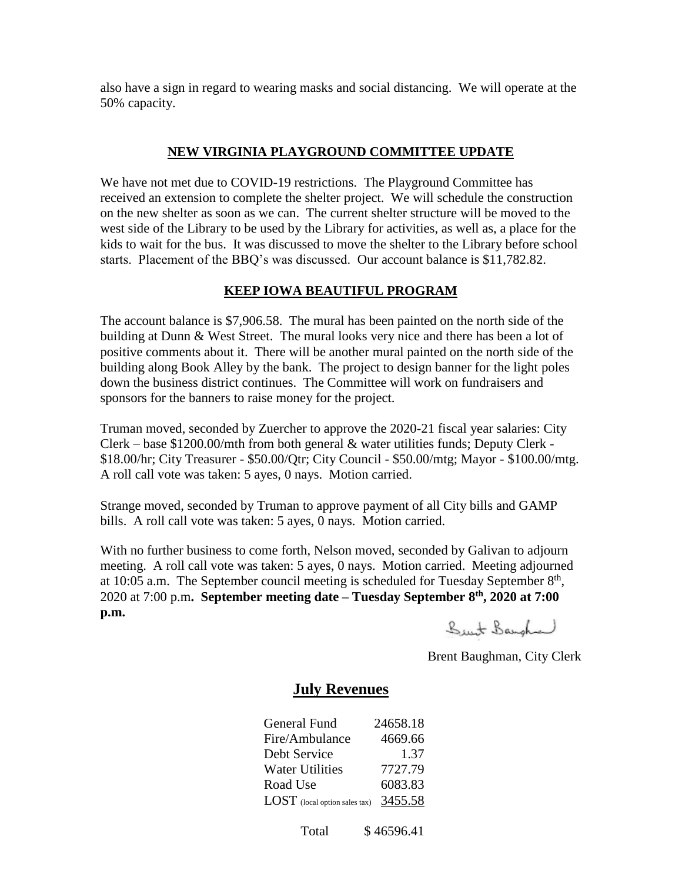also have a sign in regard to wearing masks and social distancing. We will operate at the 50% capacity.

## NEW VIRGINIA PLAYGROUND COMMITTEE UPDATE

We have not met due to COVID-19 restrictions. The Playground Committee has received an extension to complete the shelter project. We will schedule the construction on the new shelter as soon as we can. The current shelter structure will be moved to the west side of the Library to be used by the Library for activities, as well as, a place for the kids to wait for the bus. It was discussed to move the shelter to the Library before school starts. Placement of the BBQ's was discussed. Our account balance is $11,782.82.

## KEEP IOWA BEAUTIFUL PROGRAM

The account balance is $7,906.58. The mural has been painted on the north side of the building at Dunn & West Street. The mural looks very nice and there has been a lot of positive comments about it. There will be another mural painted on the north side of the building along Book Alley by the bank. The project to design banner for the light poles down the business district continues. The Committee will work on fundraisers and sponsors for the banners to raise money for the project.

Truman moved, seconded by Zuercher to approve the 2020-21 fiscal year salaries: City Clerk – base $1200.00/mth from both general & water utilities funds; Deputy Clerk - $18.00/hr; City Treasurer - $50.00/Qtr; City Council - $50.00/mtg; Mayor - $100.00/mtg. A roll call vote was taken: 5 ayes, 0 nays. Motion carried.

Strange moved, seconded by Truman to approve payment of all City bills and GAMP bills. A roll call vote was taken: 5 ayes, 0 nays. Motion carried.

With no further business to come forth, Nelson moved, seconded by Galivan to adjourn meeting. A roll call vote was taken: 5 ayes, 0 nays. Motion carried. Meeting adjourned at 10:05 a.m. The September council meeting is scheduled for Tuesday September 8th, 2020 at 7:00 p.m. **September meeting date – Tuesday September 8th, 2020 at 7:00 p.m.**

Brent Baughman, City Clerk

## July Revenues

| | |
|---|---|
| General Fund | 24658.18 |
| Fire/Ambulance | 4669.66 |
| Debt Service | 1.37 |
| Water Utilities | 7727.79 |
| Road Use | 6083.83 |
| LOST (local option sales tax) | 3455.58 |
| Total | $ 46596.41 |